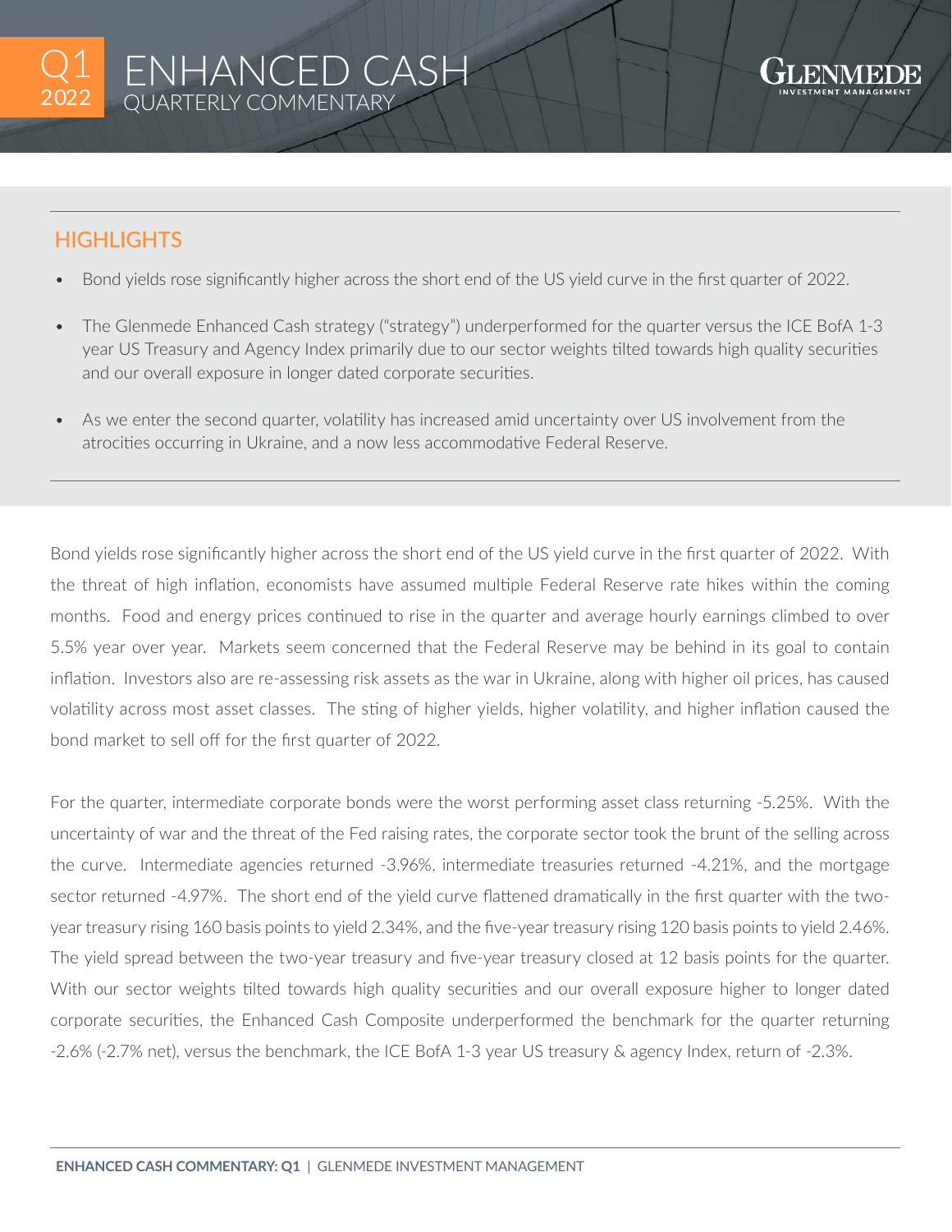# Q1 2022 ENHANCED CASH

## QUARTERLY COMMENTARY

GLENMEDE INVESTMENT MANAGEMENT

## HIGHLIGHTS

- Bond yields rose significantly higher across the short end of the US yield curve in the first quarter of 2022.
- The Glenmede Enhanced Cash strategy ("strategy") underperformed for the quarter versus the ICE BofA 1-3 year US Treasury and Agency Index primarily due to our sector weights tilted towards high quality securities and our overall exposure in longer dated corporate securities.
- As we enter the second quarter, volatility has increased amid uncertainty over US involvement from the atrocities occurring in Ukraine, and a now less accommodative Federal Reserve.

Bond yields rose significantly higher across the short end of the US yield curve in the first quarter of 2022. With the threat of high inflation, economists have assumed multiple Federal Reserve rate hikes within the coming months. Food and energy prices continued to rise in the quarter and average hourly earnings climbed to over 5.5% year over year. Markets seem concerned that the Federal Reserve may be behind in its goal to contain inflation. Investors also are re-assessing risk assets as the war in Ukraine, along with higher oil prices, has caused volatility across most asset classes. The sting of higher yields, higher volatility, and higher inflation caused the bond market to sell off for the first quarter of 2022.

For the quarter, intermediate corporate bonds were the worst performing asset class returning -5.25%. With the uncertainty of war and the threat of the Fed raising rates, the corporate sector took the brunt of the selling across the curve. Intermediate agencies returned -3.96%, intermediate treasuries returned -4.21%, and the mortgage sector returned -4.97%. The short end of the yield curve flattened dramatically in the first quarter with the two-year treasury rising 160 basis points to yield 2.34%, and the five-year treasury rising 120 basis points to yield 2.46%. The yield spread between the two-year treasury and five-year treasury closed at 12 basis points for the quarter. With our sector weights tilted towards high quality securities and our overall exposure higher to longer dated corporate securities, the Enhanced Cash Composite underperformed the benchmark for the quarter returning -2.6% (-2.7% net), versus the benchmark, the ICE BofA 1-3 year US treasury & agency Index, return of -2.3%.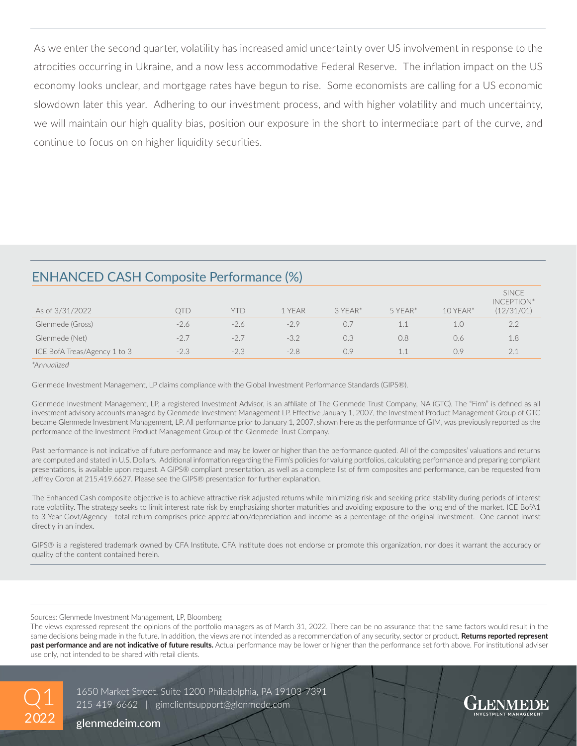As we enter the second quarter, volatility has increased amid uncertainty over US involvement in response to the atrocities occurring in Ukraine, and a now less accommodative Federal Reserve. The inflation impact on the US economy looks unclear, and mortgage rates have begun to rise. Some economists are calling for a US economic slowdown later this year. Adhering to our investment process, and with higher volatility and much uncertainty, we will maintain our high quality bias, position our exposure in the short to intermediate part of the curve, and continue to focus on on higher liquidity securities.

## ENHANCED CASH Composite Performance (%)

| As of 3/31/2022 | QTD | YTD | 1 YEAR | 3 YEAR* | 5 YEAR* | 10 YEAR* | SINCE INCEPTION* (12/31/01) |
|---|---|---|---|---|---|---|---|
| Glenmede (Gross) | -2.6 | -2.6 | -2.9 | 0.7 | 1.1 | 1.0 | 2.2 |
| Glenmede (Net) | -2.7 | -2.7 | -3.2 | 0.3 | 0.8 | 0.6 | 1.8 |
| ICE BofA Treas/Agency 1 to 3 | -2.3 | -2.3 | -2.8 | 0.9 | 1.1 | 0.9 | 2.1 |

*\*Annualized*

Glenmede Investment Management, LP claims compliance with the Global Investment Performance Standards (GIPS®).

Glenmede Investment Management, LP, a registered Investment Advisor, is an affiliate of The Glenmede Trust Company, NA (GTC). The "Firm" is defined as all investment advisory accounts managed by Glenmede Investment Management LP. Effective January 1, 2007, the Investment Product Management Group of GTC became Glenmede Investment Management, LP. All performance prior to January 1, 2007, shown here as the performance of GIM, was previously reported as the performance of the Investment Product Management Group of the Glenmede Trust Company.

Past performance is not indicative of future performance and may be lower or higher than the performance quoted. All of the composites' valuations and returns are computed and stated in U.S. Dollars. Additional information regarding the Firm's policies for valuing portfolios, calculating performance and preparing compliant presentations, is available upon request. A GIPS® compliant presentation, as well as a complete list of firm composites and performance, can be requested from Jeffrey Coron at 215.419.6627. Please see the GIPS® presentation for further explanation.

The Enhanced Cash composite objective is to achieve attractive risk adjusted returns while minimizing risk and seeking price stability during periods of interest rate volatility. The strategy seeks to limit interest rate risk by emphasizing shorter maturities and avoiding exposure to the long end of the market. ICE BofA1 to 3 Year Govt/Agency - total return comprises price appreciation/depreciation and income as a percentage of the original investment. One cannot invest directly in an index.

GIPS® is a registered trademark owned by CFA Institute. CFA Institute does not endorse or promote this organization, nor does it warrant the accuracy or quality of the content contained herein.

Sources: Glenmede Investment Management, LP, Bloomberg

The views expressed represent the opinions of the portfolio managers as of March 31, 2022. There can be no assurance that the same factors would result in the same decisions being made in the future. In addition, the views are not intended as a recommendation of any security, sector or product. **Returns reported represent past performance and are not indicative of future results.** Actual performance may be lower or higher than the performance set forth above. For institutional adviser use only, not intended to be shared with retail clients.

Q1 2022

1650 Market Street, Suite 1200 Philadelphia, PA 19103-7391
215-419-6662 | gimclientsupport@glenmede.com

glenmedeim.com

GLENMEDE INVESTMENT MANAGEMENT